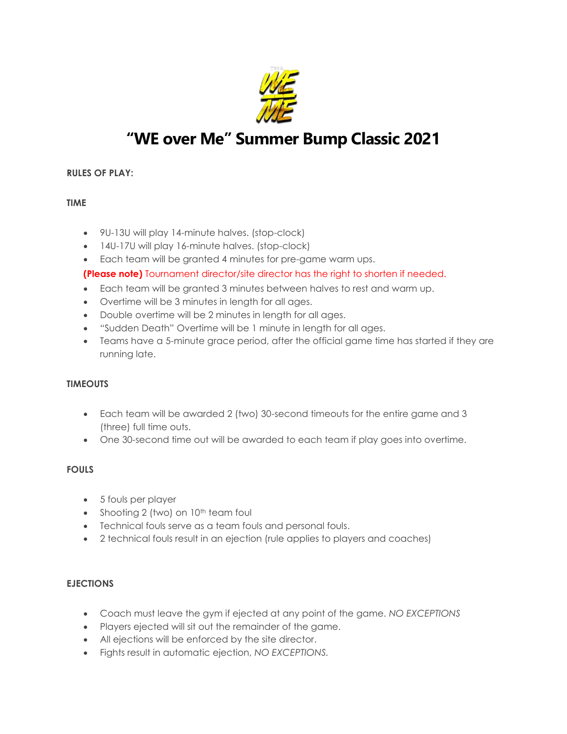# "WE over Me" Summer Bump Classic 2021

**RULES OF PLAY:**

**TIME**

- 9U-13U will play 14-minute halves. (stop-clock)
- 14U-17U will play 16-minute halves. (stop-clock)
- Each team will be granted 4 minutes for pre-game warm ups.

**(Please note)** Tournament director/site director has the right to shorten if needed.

- Each team will be granted 3 minutes between halves to rest and warm up.
- Overtime will be 3 minutes in length for all ages.
- Double overtime will be 2 minutes in length for all ages.
- "Sudden Death" Overtime will be 1 minute in length for all ages.
- Teams have a 5-minute grace period, after the official game time has started if they are running late.

**TIMEOUTS**

- Each team will be awarded 2 (two) 30-second timeouts for the entire game and 3 (three) full time outs.
- One 30-second time out will be awarded to each team if play goes into overtime.

**FOULS**

- 5 fouls per player
- Shooting 2 (two) on 10th team foul
- Technical fouls serve as a team fouls and personal fouls.
- 2 technical fouls result in an ejection (rule applies to players and coaches)

**EJECTIONS**

- Coach must leave the gym if ejected at any point of the game. *NO EXCEPTIONS*
- Players ejected will sit out the remainder of the game.
- All ejections will be enforced by the site director.
- Fights result in automatic ejection, *NO EXCEPTIONS.*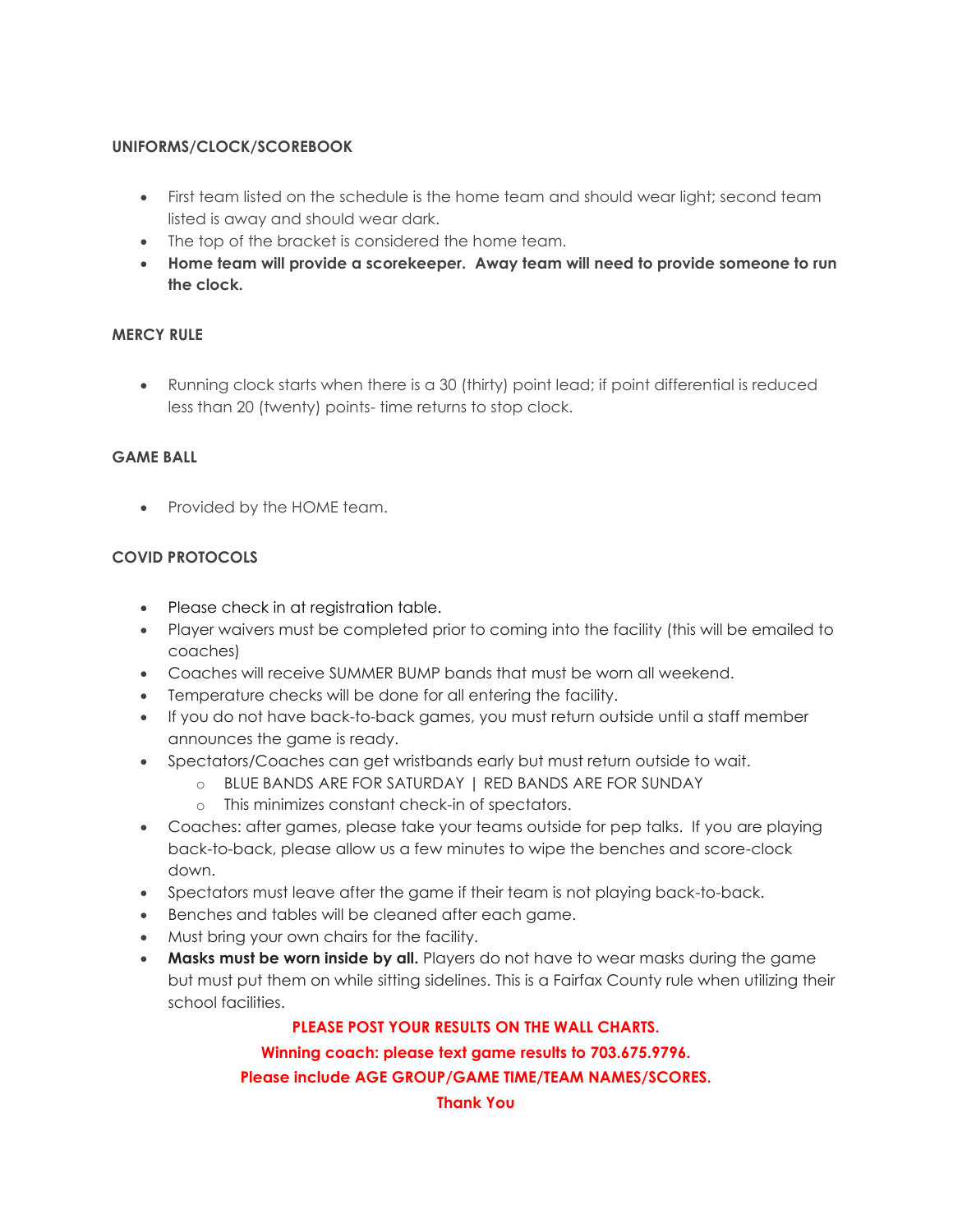## UNIFORMS/CLOCK/SCOREBOOK

- First team listed on the schedule is the home team and should wear light; second team listed is away and should wear dark.
- The top of the bracket is considered the home team.
- **Home team will provide a scorekeeper. Away team will need to provide someone to run the clock.**

## MERCY RULE

- Running clock starts when there is a 30 (thirty) point lead; if point differential is reduced less than 20 (twenty) points- time returns to stop clock.

## GAME BALL

- Provided by the HOME team.

## COVID PROTOCOLS

- Please check in at registration table.
- Player waivers must be completed prior to coming into the facility (this will be emailed to coaches)
- Coaches will receive SUMMER BUMP bands that must be worn all weekend.
- Temperature checks will be done for all entering the facility.
- If you do not have back-to-back games, you must return outside until a staff member announces the game is ready.
- Spectators/Coaches can get wristbands early but must return outside to wait.
  - BLUE BANDS ARE FOR SATURDAY | RED BANDS ARE FOR SUNDAY
  - This minimizes constant check-in of spectators.
- Coaches: after games, please take your teams outside for pep talks. If you are playing back-to-back, please allow us a few minutes to wipe the benches and score-clock down.
- Spectators must leave after the game if their team is not playing back-to-back.
- Benches and tables will be cleaned after each game.
- Must bring your own chairs for the facility.
- **Masks must be worn inside by all.** Players do not have to wear masks during the game but must put them on while sitting sidelines. This is a Fairfax County rule when utilizing their school facilities.

**PLEASE POST YOUR RESULTS ON THE WALL CHARTS.**

**Winning coach: please text game results to 703.675.9796.**

**Please include AGE GROUP/GAME TIME/TEAM NAMES/SCORES.**

**Thank You**